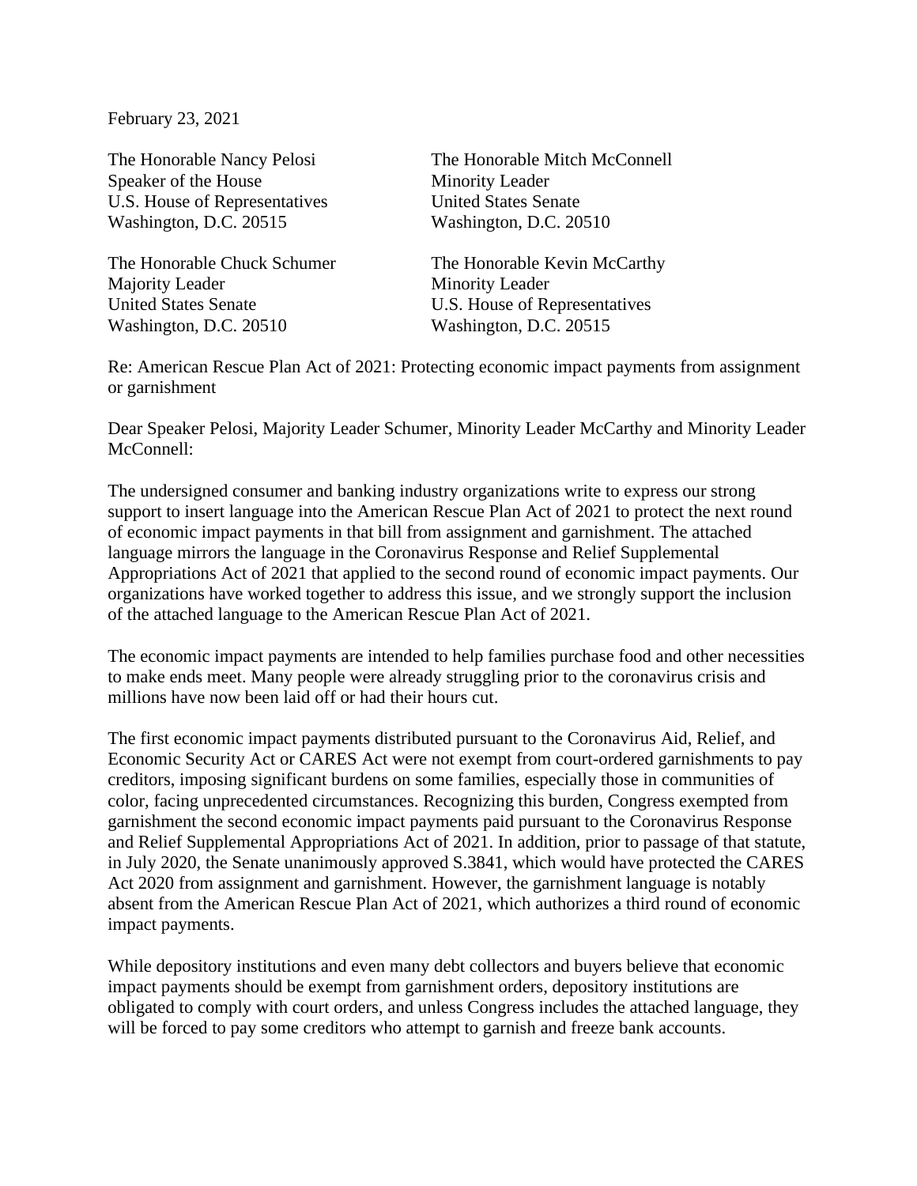February 23, 2021

The Honorable Nancy Pelosi
Speaker of the House
U.S. House of Representatives
Washington, D.C. 20515

The Honorable Mitch McConnell
Minority Leader
United States Senate
Washington, D.C. 20510

The Honorable Chuck Schumer
Majority Leader
United States Senate
Washington, D.C. 20510

The Honorable Kevin McCarthy
Minority Leader
U.S. House of Representatives
Washington, D.C. 20515

Re: American Rescue Plan Act of 2021: Protecting economic impact payments from assignment or garnishment

Dear Speaker Pelosi, Majority Leader Schumer, Minority Leader McCarthy and Minority Leader McConnell:

The undersigned consumer and banking industry organizations write to express our strong support to insert language into the American Rescue Plan Act of 2021 to protect the next round of economic impact payments in that bill from assignment and garnishment. The attached language mirrors the language in the Coronavirus Response and Relief Supplemental Appropriations Act of 2021 that applied to the second round of economic impact payments. Our organizations have worked together to address this issue, and we strongly support the inclusion of the attached language to the American Rescue Plan Act of 2021.

The economic impact payments are intended to help families purchase food and other necessities to make ends meet. Many people were already struggling prior to the coronavirus crisis and millions have now been laid off or had their hours cut.

The first economic impact payments distributed pursuant to the Coronavirus Aid, Relief, and Economic Security Act or CARES Act were not exempt from court-ordered garnishments to pay creditors, imposing significant burdens on some families, especially those in communities of color, facing unprecedented circumstances. Recognizing this burden, Congress exempted from garnishment the second economic impact payments paid pursuant to the Coronavirus Response and Relief Supplemental Appropriations Act of 2021. In addition, prior to passage of that statute, in July 2020, the Senate unanimously approved S.3841, which would have protected the CARES Act 2020 from assignment and garnishment. However, the garnishment language is notably absent from the American Rescue Plan Act of 2021, which authorizes a third round of economic impact payments.

While depository institutions and even many debt collectors and buyers believe that economic impact payments should be exempt from garnishment orders, depository institutions are obligated to comply with court orders, and unless Congress includes the attached language, they will be forced to pay some creditors who attempt to garnish and freeze bank accounts.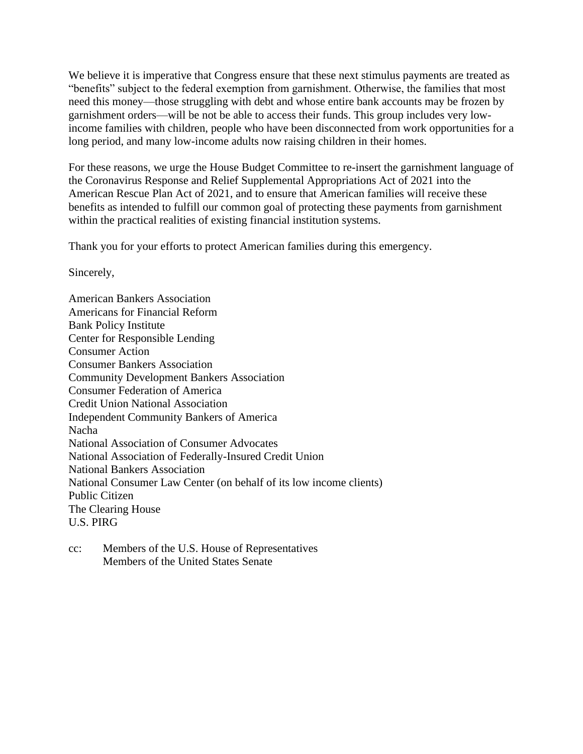We believe it is imperative that Congress ensure that these next stimulus payments are treated as "benefits" subject to the federal exemption from garnishment. Otherwise, the families that most need this money—those struggling with debt and whose entire bank accounts may be frozen by garnishment orders—will be not be able to access their funds. This group includes very low-income families with children, people who have been disconnected from work opportunities for a long period, and many low-income adults now raising children in their homes.

For these reasons, we urge the House Budget Committee to re-insert the garnishment language of the Coronavirus Response and Relief Supplemental Appropriations Act of 2021 into the American Rescue Plan Act of 2021, and to ensure that American families will receive these benefits as intended to fulfill our common goal of protecting these payments from garnishment within the practical realities of existing financial institution systems.

Thank you for your efforts to protect American families during this emergency.

Sincerely,

American Bankers Association
Americans for Financial Reform
Bank Policy Institute
Center for Responsible Lending
Consumer Action
Consumer Bankers Association
Community Development Bankers Association
Consumer Federation of America
Credit Union National Association
Independent Community Bankers of America
Nacha
National Association of Consumer Advocates
National Association of Federally-Insured Credit Union
National Bankers Association
National Consumer Law Center (on behalf of its low income clients)
Public Citizen
The Clearing House
U.S. PIRG

cc: Members of the U.S. House of Representatives
Members of the United States Senate